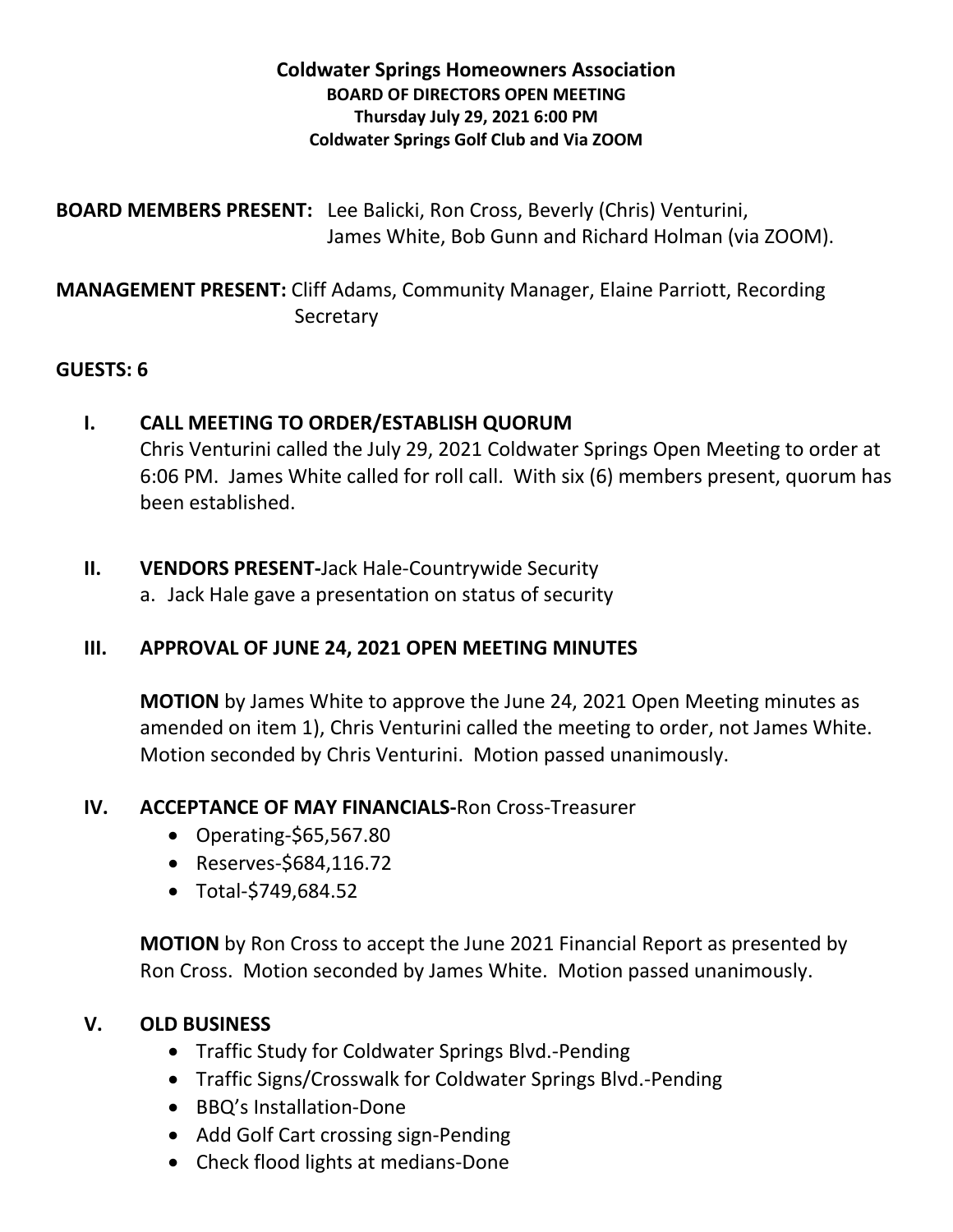**Coldwater Springs Homeowners Association**
**BOARD OF DIRECTORS OPEN MEETING**
**Thursday July 29, 2021 6:00 PM**
**Coldwater Springs Golf Club and Via ZOOM**

**BOARD MEMBERS PRESENT:** Lee Balicki, Ron Cross, Beverly (Chris) Venturini, James White, Bob Gunn and Richard Holman (via ZOOM).

**MANAGEMENT PRESENT:** Cliff Adams, Community Manager, Elaine Parriott, Recording Secretary

**GUESTS: 6**

## I. CALL MEETING TO ORDER/ESTABLISH QUORUM

Chris Venturini called the July 29, 2021 Coldwater Springs Open Meeting to order at 6:06 PM. James White called for roll call. With six (6) members present, quorum has been established.

## II. VENDORS PRESENT-Jack Hale-Countrywide Security

a. Jack Hale gave a presentation on status of security

## III. APPROVAL OF JUNE 24, 2021 OPEN MEETING MINUTES

**MOTION** by James White to approve the June 24, 2021 Open Meeting minutes as amended on item 1), Chris Venturini called the meeting to order, not James White. Motion seconded by Chris Venturini. Motion passed unanimously.

## IV. ACCEPTANCE OF MAY FINANCIALS-Ron Cross-Treasurer

- Operating-$65,567.80
- Reserves-$684,116.72
- Total-$749,684.52

**MOTION** by Ron Cross to accept the June 2021 Financial Report as presented by Ron Cross. Motion seconded by James White. Motion passed unanimously.

## V. OLD BUSINESS

- Traffic Study for Coldwater Springs Blvd.-Pending
- Traffic Signs/Crosswalk for Coldwater Springs Blvd.-Pending
- BBQ's Installation-Done
- Add Golf Cart crossing sign-Pending
- Check flood lights at medians-Done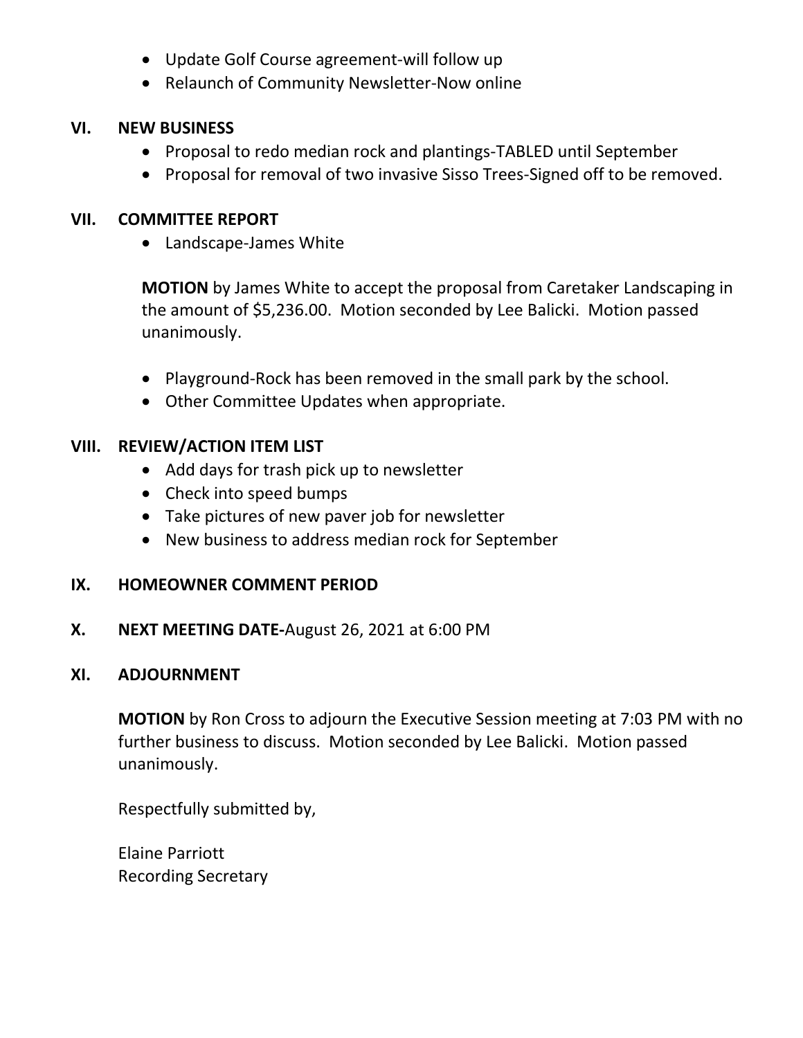- Update Golf Course agreement-will follow up
- Relaunch of Community Newsletter-Now online

## VI. NEW BUSINESS

- Proposal to redo median rock and plantings-TABLED until September
- Proposal for removal of two invasive Sisso Trees-Signed off to be removed.

## VII. COMMITTEE REPORT

- Landscape-James White

**MOTION** by James White to accept the proposal from Caretaker Landscaping in the amount of $5,236.00. Motion seconded by Lee Balicki. Motion passed unanimously.

- Playground-Rock has been removed in the small park by the school.
- Other Committee Updates when appropriate.

## VIII. REVIEW/ACTION ITEM LIST

- Add days for trash pick up to newsletter
- Check into speed bumps
- Take pictures of new paver job for newsletter
- New business to address median rock for September

## IX. HOMEOWNER COMMENT PERIOD

## X. NEXT MEETING DATE-August 26, 2021 at 6:00 PM

## XI. ADJOURNMENT

**MOTION** by Ron Cross to adjourn the Executive Session meeting at 7:03 PM with no further business to discuss. Motion seconded by Lee Balicki. Motion passed unanimously.

Respectfully submitted by,

Elaine Parriott
Recording Secretary